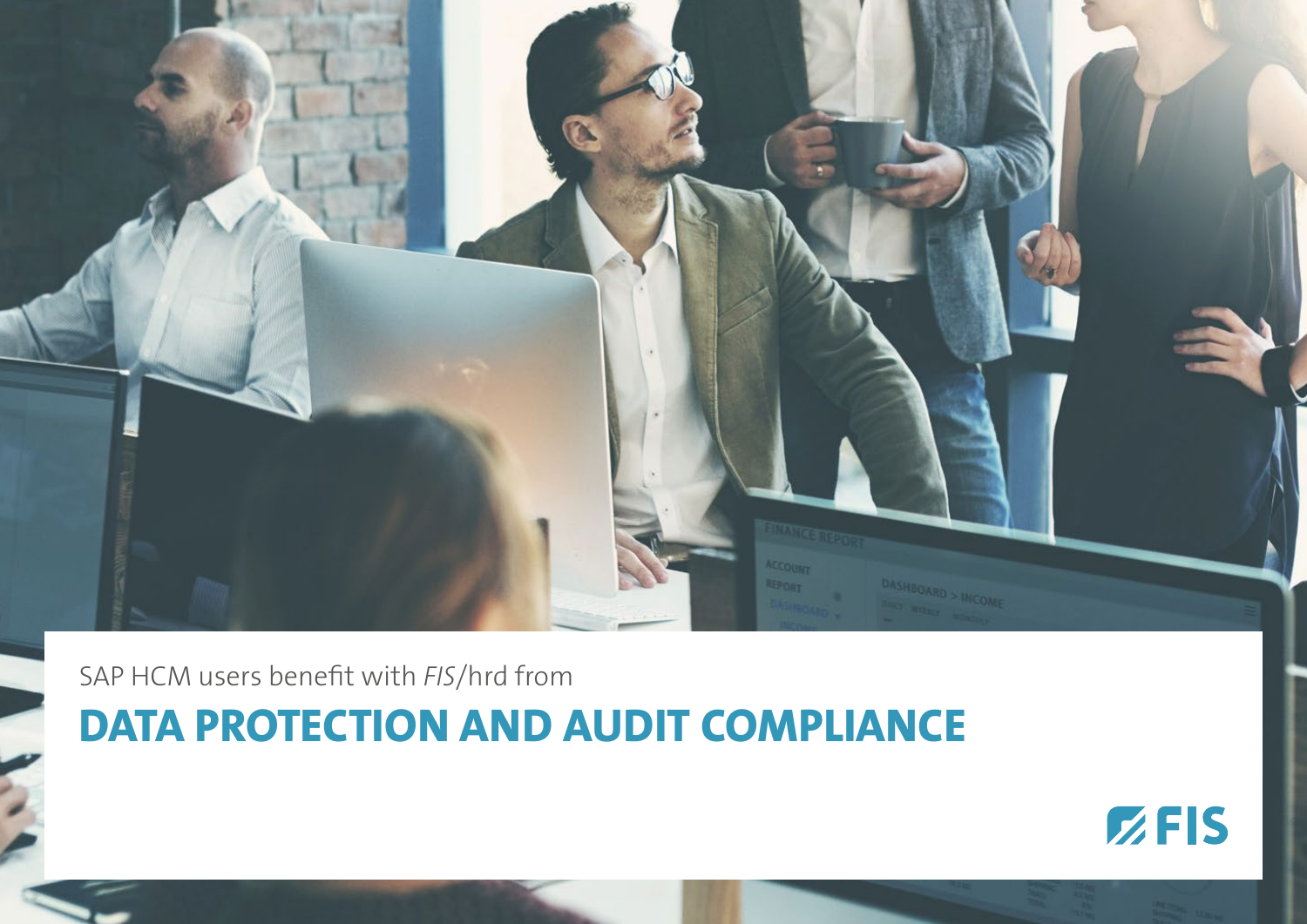SAP HCM users benefit with *FIS*/hrd from

# DATA PROTECTION AND AUDIT COMPLIANCE

FIS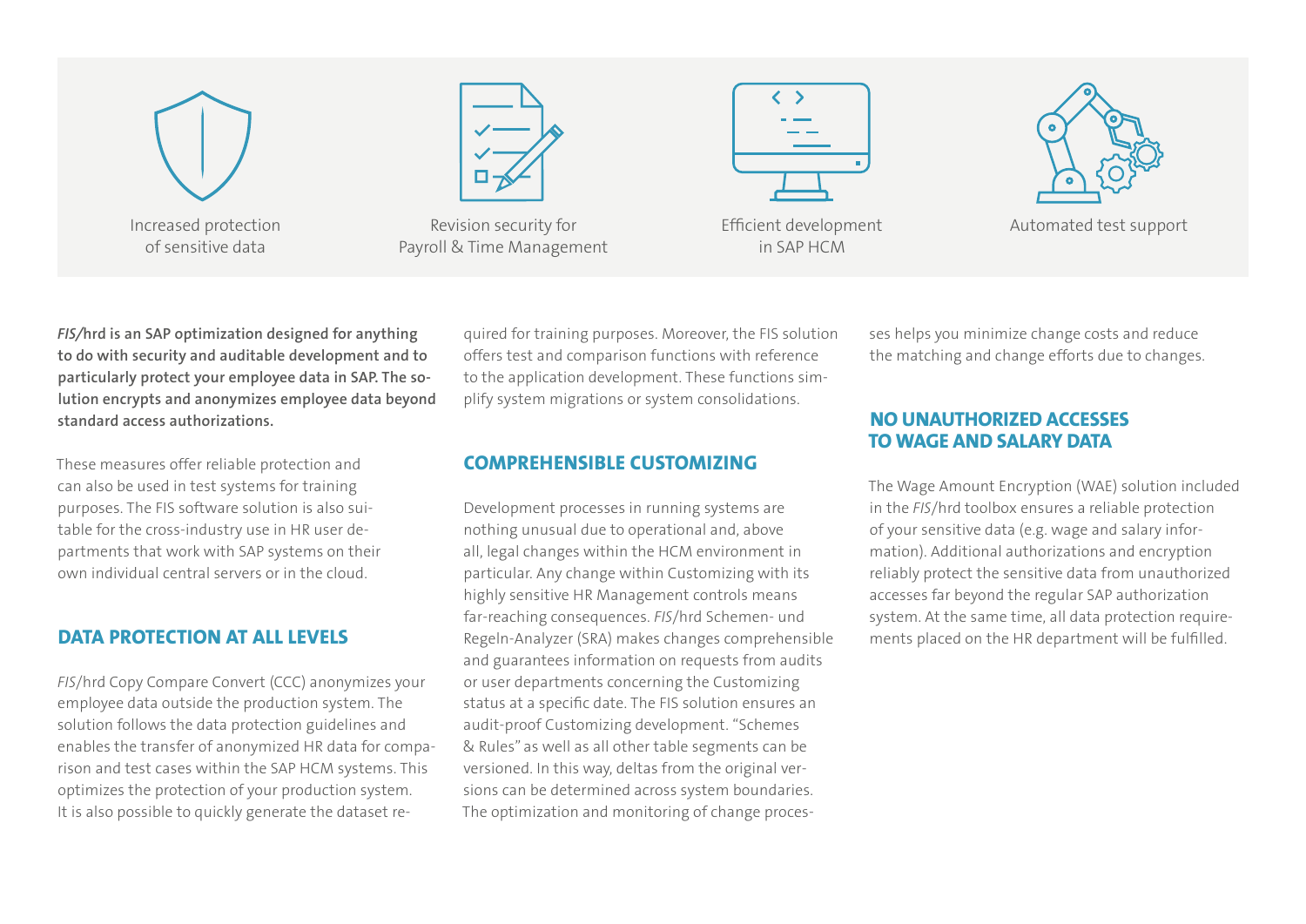Increased protection of sensitive data

Revision security for Payroll & Time Management

Efficient development in SAP HCM

Automated test support

***FIS/*hrd is an SAP optimization designed for anything to do with security and auditable development and to particularly protect your employee data in SAP. The solution encrypts and anonymizes employee data beyond standard access authorizations.**

These measures offer reliable protection and can also be used in test systems for training purposes. The FIS software solution is also suitable for the cross-industry use in HR user departments that work with SAP systems on their own individual central servers or in the cloud.

## DATA PROTECTION AT ALL LEVELS

*FIS*/hrd Copy Compare Convert (CCC) anonymizes your employee data outside the production system. The solution follows the data protection guidelines and enables the transfer of anonymized HR data for comparison and test cases within the SAP HCM systems. This optimizes the protection of your production system. It is also possible to quickly generate the dataset required for training purposes. Moreover, the FIS solution offers test and comparison functions with reference to the application development. These functions simplify system migrations or system consolidations.

## COMPREHENSIBLE CUSTOMIZING

Development processes in running systems are nothing unusual due to operational and, above all, legal changes within the HCM environment in particular. Any change within Customizing with its highly sensitive HR Management controls means far-reaching consequences. *FIS*/hrd Schemen- und Regeln-Analyzer (SRA) makes changes comprehensible and guarantees information on requests from audits or user departments concerning the Customizing status at a specific date. The FIS solution ensures an audit-proof Customizing development. “Schemes & Rules” as well as all other table segments can be versioned. In this way, deltas from the original versions can be determined across system boundaries. The optimization and monitoring of change processes helps you minimize change costs and reduce the matching and change efforts due to changes.

## NO UNAUTHORIZED ACCESSES TO WAGE AND SALARY DATA

The Wage Amount Encryption (WAE) solution included in the *FIS*/hrd toolbox ensures a reliable protection of your sensitive data (e.g. wage and salary information). Additional authorizations and encryption reliably protect the sensitive data from unauthorized accesses far beyond the regular SAP authorization system. At the same time, all data protection requirements placed on the HR department will be fulfilled.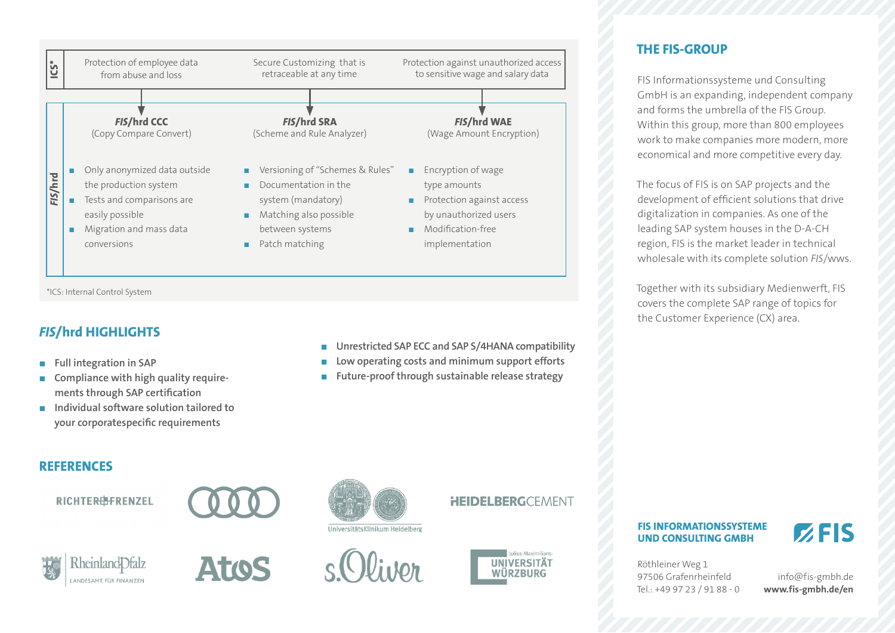| ICS* | Protection of employee data from abuse and loss | Secure Customizing that is retraceable at any time | Protection against unauthorized access to sensitive wage and salary data |
|---|---|---|---|
| *FIS*/hrd | ***FIS*/hrd CCC** (Copy Compare Convert) | ***FIS*/hrd SRA** (Scheme and Rule Analyzer) | ***FIS*/hrd WAE** (Wage Amount Encryption) |
| | ■ Only anonymized data outside the production system ■ Tests and comparisons are easily possible ■ Migration and mass data conversions | ■ Versioning of "Schemes & Rules" ■ Documentation in the system (mandatory) ■ Matching also possible between systems ■ Patch matching | ■ Encryption of wage type amounts ■ Protection against access by unauthorized users ■ Modification-free implementation |

*ICS: Internal Control System

## *FIS*/hrd HIGHLIGHTS

- **Full integration in SAP**
- **Compliance with high quality require­ments through SAP certification**
- **Individual software solution tailored to your corporatespecific requirements**
- **Unrestricted SAP ECC and SAP S/4HANA compatibility**
- **Low operating costs and minimum support efforts**
- **Future-proof through sustainable release strategy**

## REFERENCES

RICHTER FRENZEL

UniversitätsKlinikum Heidelberg

HEIDELBERGCEMENT

Rheinland-Pfalz LANDESAMT FÜR FINANZEN

Atos

s.Oliver

Julius-Maximilians-UNIVERSITÄT WÜRZBURG

## THE FIS-GROUP

FIS Informationssysteme und Consulting GmbH is an expanding, independent company and forms the umbrella of the FIS Group. Within this group, more than 800 employees work to make companies more modern, more economical and more competitive every day.

The focus of FIS is on SAP projects and the development of efficient solutions that drive digitalization in companies. As one of the leading SAP system houses in the D-A-CH region, FIS is the market leader in technical wholesale with its complete solution *FIS*/wws.

Together with its subsidiary Medienwerft, FIS covers the complete SAP range of topics for the Customer Experience (CX) area.

**FIS INFORMATIONSSYSTEME UND CONSULTING GMBH**

FIS

Röthleiner Weg 1
97506 Grafenrheinfeld
Tel.: +49 97 23 / 91 88 - 0

info@fis-gmbh.de
**www.fis-gmbh.de/en**